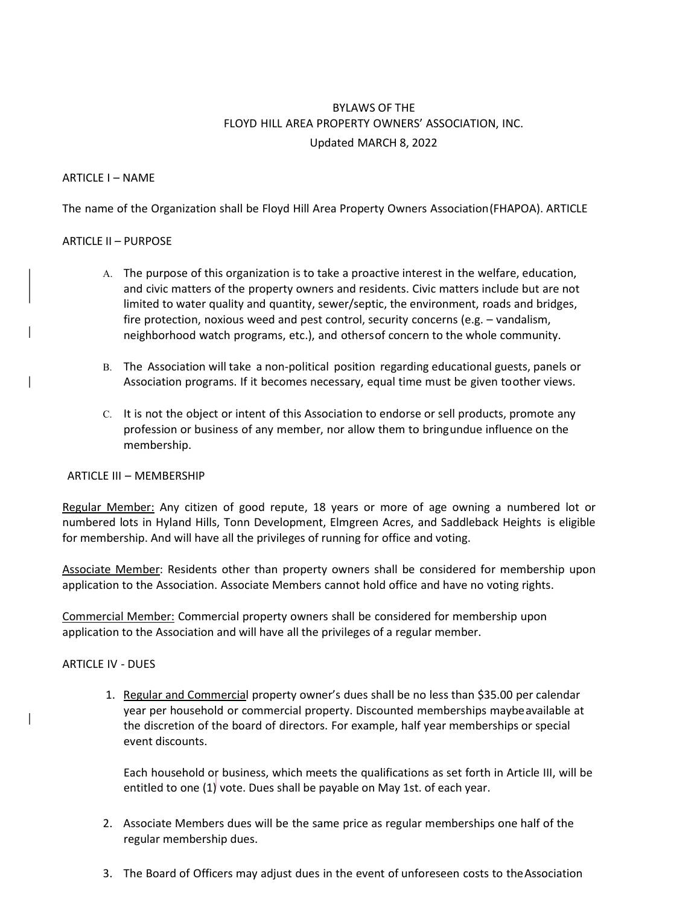# BYLAWS OF THE FLOYD HILL AREA PROPERTY OWNERS' ASSOCIATION, INC.

Updated MARCH 8, 2022

## ARTICLE I – NAME

The name of the Organization shall be Floyd Hill Area Property Owners Association (FHAPOA). ARTICLE

## ARTICLE II – PURPOSE

A. The purpose of this organization is to take a proactive interest in the welfare, education, and civic matters of the property owners and residents. Civic matters include but are not limited to water quality and quantity, sewer/septic, the environment, roads and bridges, fire protection, noxious weed and pest control, security concerns (e.g. – vandalism, neighborhood watch programs, etc.), and others of concern to the whole community.

B. The Association will take a non-political position regarding educational guests, panels or Association programs. If it becomes necessary, equal time must be given to other views.

C. It is not the object or intent of this Association to endorse or sell products, promote any profession or business of any member, nor allow them to bring undue influence on the membership.

## ARTICLE III – MEMBERSHIP

Regular Member: Any citizen of good repute, 18 years or more of age owning a numbered lot or numbered lots in Hyland Hills, Tonn Development, Elmgreen Acres, and Saddleback Heights is eligible for membership. And will have all the privileges of running for office and voting.

Associate Member: Residents other than property owners shall be considered for membership upon application to the Association. Associate Members cannot hold office and have no voting rights.

Commercial Member: Commercial property owners shall be considered for membership upon application to the Association and will have all the privileges of a regular member.

## ARTICLE IV - DUES

1. Regular and Commercial property owner's dues shall be no less than $35.00 per calendar year per household or commercial property. Discounted memberships may be available at the discretion of the board of directors. For example, half year memberships or special event discounts.

   Each household or business, which meets the qualifications as set forth in Article III, will be entitled to one (1) vote. Dues shall be payable on May 1st. of each year.

2. Associate Members dues will be the same price as regular memberships one half of the regular membership dues.

3. The Board of Officers may adjust dues in the event of unforeseen costs to the Association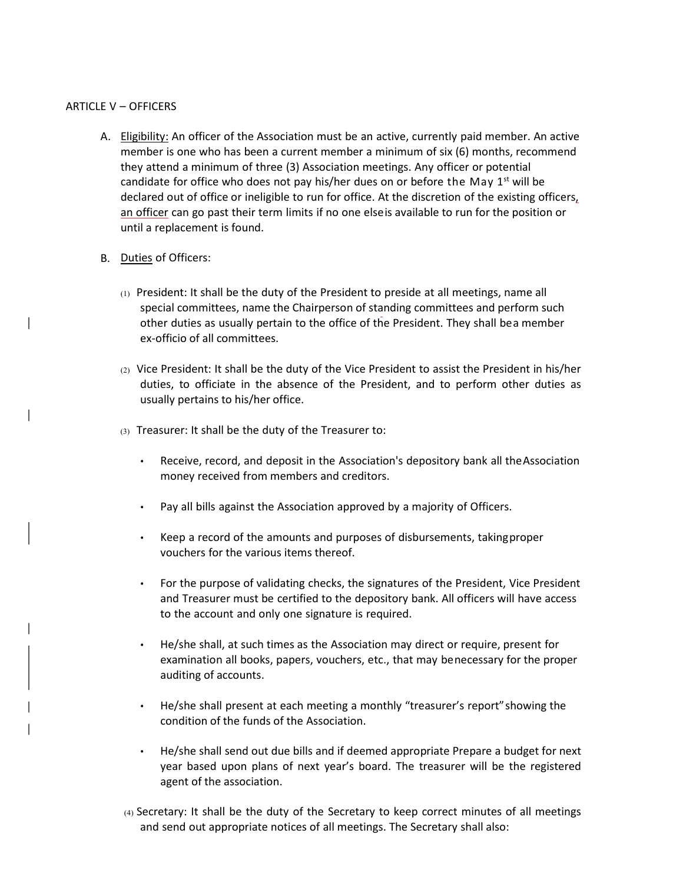## ARTICLE V – OFFICERS

A. Eligibility: An officer of the Association must be an active, currently paid member. An active member is one who has been a current member a minimum of six (6) months, recommend they attend a minimum of three (3) Association meetings. Any officer or potential candidate for office who does not pay his/her dues on or before the May 1st will be declared out of office or ineligible to run for office. At the discretion of the existing officers, an officer can go past their term limits if no one else is available to run for the position or until a replacement is found.

B. Duties of Officers:

   (1) President: It shall be the duty of the President to preside at all meetings, name all special committees, name the Chairperson of standing committees and perform such other duties as usually pertain to the office of the President. They shall be a member ex-officio of all committees.

   (2) Vice President: It shall be the duty of the Vice President to assist the President in his/her duties, to officiate in the absence of the President, and to perform other duties as usually pertains to his/her office.

   (3) Treasurer: It shall be the duty of the Treasurer to:

   - Receive, record, and deposit in the Association's depository bank all the Association money received from members and creditors.
   - Pay all bills against the Association approved by a majority of Officers.
   - Keep a record of the amounts and purposes of disbursements, taking proper vouchers for the various items thereof.
   - For the purpose of validating checks, the signatures of the President, Vice President and Treasurer must be certified to the depository bank. All officers will have access to the account and only one signature is required.
   - He/she shall, at such times as the Association may direct or require, present for examination all books, papers, vouchers, etc., that may be necessary for the proper auditing of accounts.
   - He/she shall present at each meeting a monthly "treasurer's report" showing the condition of the funds of the Association.
   - He/she shall send out due bills and if deemed appropriate Prepare a budget for next year based upon plans of next year's board. The treasurer will be the registered agent of the association.

   (4) Secretary: It shall be the duty of the Secretary to keep correct minutes of all meetings and send out appropriate notices of all meetings. The Secretary shall also: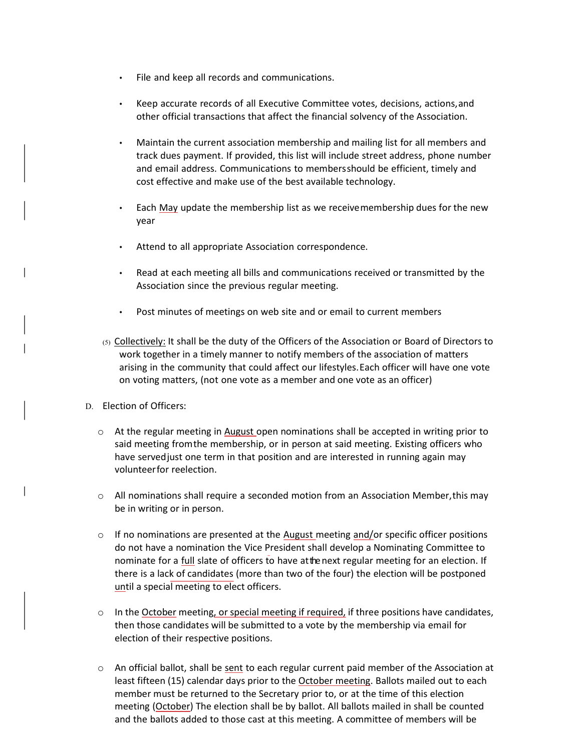- File and keep all records and communications.

- Keep accurate records of all Executive Committee votes, decisions, actions, and other official transactions that affect the financial solvency of the Association.

- Maintain the current association membership and mailing list for all members and track dues payment. If provided, this list will include street address, phone number and email address. Communications to members should be efficient, timely and cost effective and make use of the best available technology.

- Each May update the membership list as we receive membership dues for the new year

- Attend to all appropriate Association correspondence.

- Read at each meeting all bills and communications received or transmitted by the Association since the previous regular meeting.

- Post minutes of meetings on web site and or email to current members

(5) Collectively: It shall be the duty of the Officers of the Association or Board of Directors to work together in a timely manner to notify members of the association of matters arising in the community that could affect our lifestyles. Each officer will have one vote on voting matters, (not one vote as a member and one vote as an officer)

D. Election of Officers:

- At the regular meeting in August open nominations shall be accepted in writing prior to said meeting from the membership, or in person at said meeting. Existing officers who have served just one term in that position and are interested in running again may volunteer for reelection.

- All nominations shall require a seconded motion from an Association Member, this may be in writing or in person.

- If no nominations are presented at the August meeting and/or specific officer positions do not have a nomination the Vice President shall develop a Nominating Committee to nominate for a full slate of officers to have at the next regular meeting for an election. If there is a lack of candidates (more than two of the four) the election will be postponed until a special meeting to elect officers.

- In the October meeting, or special meeting if required, if three positions have candidates, then those candidates will be submitted to a vote by the membership via email for election of their respective positions.

- An official ballot, shall be sent to each regular current paid member of the Association at least fifteen (15) calendar days prior to the October meeting. Ballots mailed out to each member must be returned to the Secretary prior to, or at the time of this election meeting (October) The election shall be by ballot. All ballots mailed in shall be counted and the ballots added to those cast at this meeting. A committee of members will be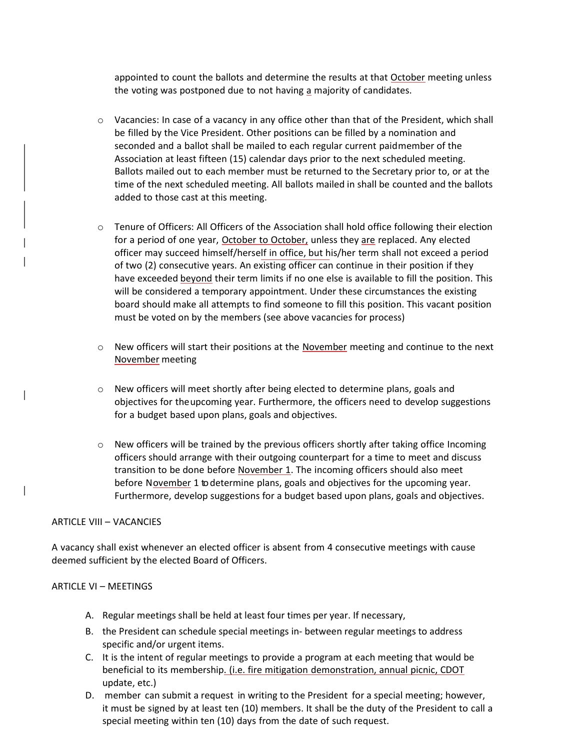appointed to count the ballots and determine the results at that October meeting unless the voting was postponed due to not having a majority of candidates.

- Vacancies: In case of a vacancy in any office other than that of the President, which shall be filled by the Vice President. Other positions can be filled by a nomination and seconded and a ballot shall be mailed to each regular current paid member of the Association at least fifteen (15) calendar days prior to the next scheduled meeting. Ballots mailed out to each member must be returned to the Secretary prior to, or at the time of the next scheduled meeting. All ballots mailed in shall be counted and the ballots added to those cast at this meeting.

- Tenure of Officers: All Officers of the Association shall hold office following their election for a period of one year, October to October, unless they are replaced. Any elected officer may succeed himself/herself in office, but his/her term shall not exceed a period of two (2) consecutive years. An existing officer can continue in their position if they have exceeded beyond their term limits if no one else is available to fill the position. This will be considered a temporary appointment. Under these circumstances the existing board should make all attempts to find someone to fill this position. This vacant position must be voted on by the members (see above vacancies for process)

- New officers will start their positions at the November meeting and continue to the next November meeting

- New officers will meet shortly after being elected to determine plans, goals and objectives for the upcoming year. Furthermore, the officers need to develop suggestions for a budget based upon plans, goals and objectives.

- New officers will be trained by the previous officers shortly after taking office Incoming officers should arrange with their outgoing counterpart for a time to meet and discuss transition to be done before November 1. The incoming officers should also meet before November 1 to determine plans, goals and objectives for the upcoming year. Furthermore, develop suggestions for a budget based upon plans, goals and objectives.

ARTICLE VIII – VACANCIES

A vacancy shall exist whenever an elected officer is absent from 4 consecutive meetings with cause deemed sufficient by the elected Board of Officers.

ARTICLE VI – MEETINGS

A. Regular meetings shall be held at least four times per year. If necessary,
B. the President can schedule special meetings in- between regular meetings to address specific and/or urgent items.
C. It is the intent of regular meetings to provide a program at each meeting that would be beneficial to its membership. (i.e. fire mitigation demonstration, annual picnic, CDOT update, etc.)
D. member can submit a request in writing to the President for a special meeting; however, it must be signed by at least ten (10) members. It shall be the duty of the President to call a special meeting within ten (10) days from the date of such request.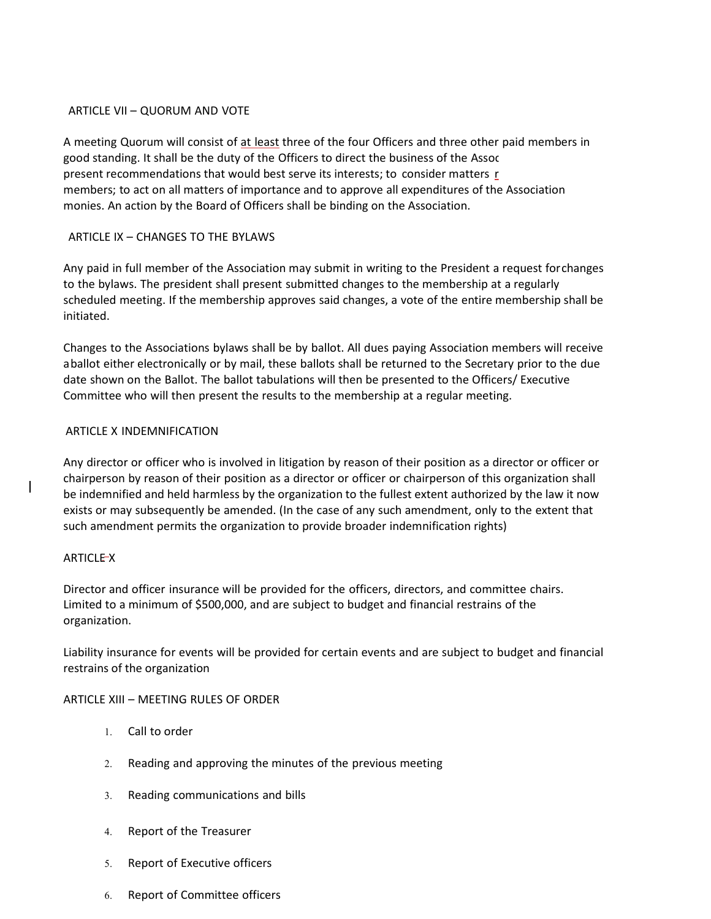## ARTICLE VII – QUORUM AND VOTE

A meeting Quorum will consist of at least three of the four Officers and three other paid members in good standing. It shall be the duty of the Officers to direct the business of the Assoc present recommendations that would best serve its interests; to consider matters r members; to act on all matters of importance and to approve all expenditures of the Association monies. An action by the Board of Officers shall be binding on the Association.

## ARTICLE IX – CHANGES TO THE BYLAWS

Any paid in full member of the Association may submit in writing to the President a request for changes to the bylaws. The president shall present submitted changes to the membership at a regularly scheduled meeting. If the membership approves said changes, a vote of the entire membership shall be initiated.

Changes to the Associations bylaws shall be by ballot. All dues paying Association members will receive a ballot either electronically or by mail, these ballots shall be returned to the Secretary prior to the due date shown on the Ballot. The ballot tabulations will then be presented to the Officers/ Executive Committee who will then present the results to the membership at a regular meeting.

## ARTICLE X INDEMNIFICATION

Any director or officer who is involved in litigation by reason of their position as a director or officer or chairperson by reason of their position as a director or officer or chairperson of this organization shall be indemnified and held harmless by the organization to the fullest extent authorized by the law it now exists or may subsequently be amended. (In the case of any such amendment, only to the extent that such amendment permits the organization to provide broader indemnification rights)

## ARTICLE X

Director and officer insurance will be provided for the officers, directors, and committee chairs. Limited to a minimum of $500,000, and are subject to budget and financial restrains of the organization.

Liability insurance for events will be provided for certain events and are subject to budget and financial restrains of the organization

## ARTICLE XIII – MEETING RULES OF ORDER

1. Call to order
2. Reading and approving the minutes of the previous meeting
3. Reading communications and bills
4. Report of the Treasurer
5. Report of Executive officers
6. Report of Committee officers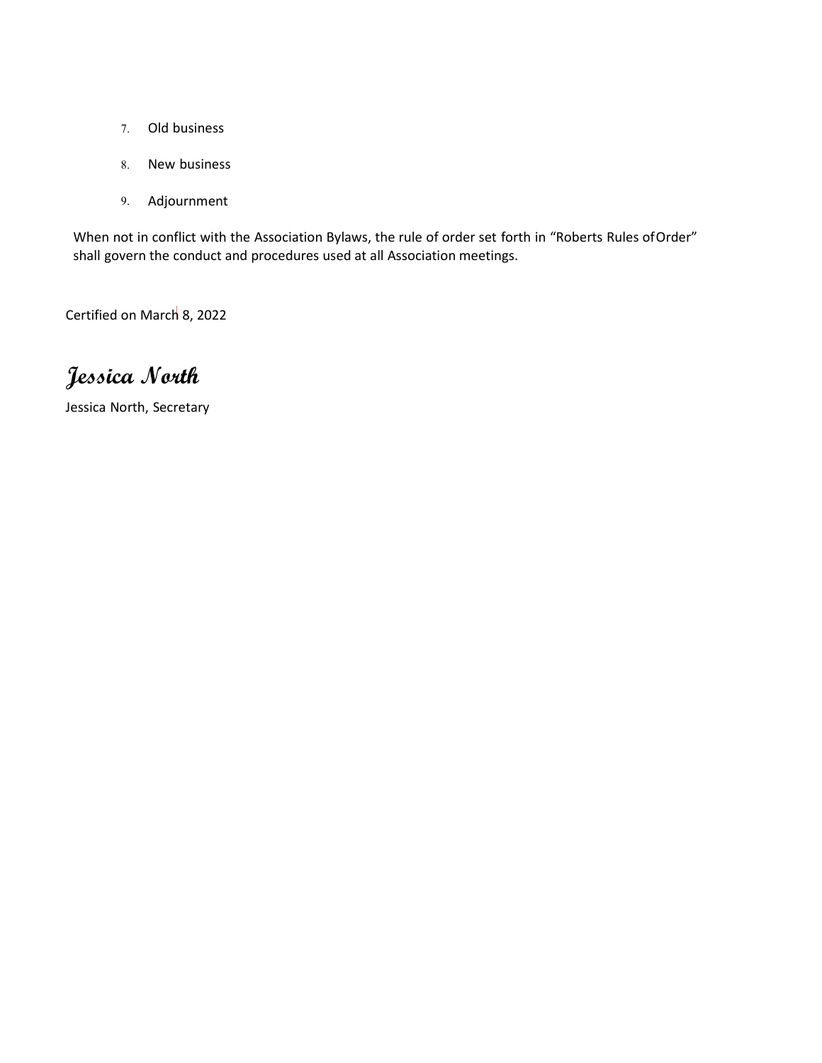7. Old business

8. New business

9. Adjournment

When not in conflict with the Association Bylaws, the rule of order set forth in “Roberts Rules of Order” shall govern the conduct and procedures used at all Association meetings.

Certified on March 8, 2022

*Jessica North*

Jessica North, Secretary